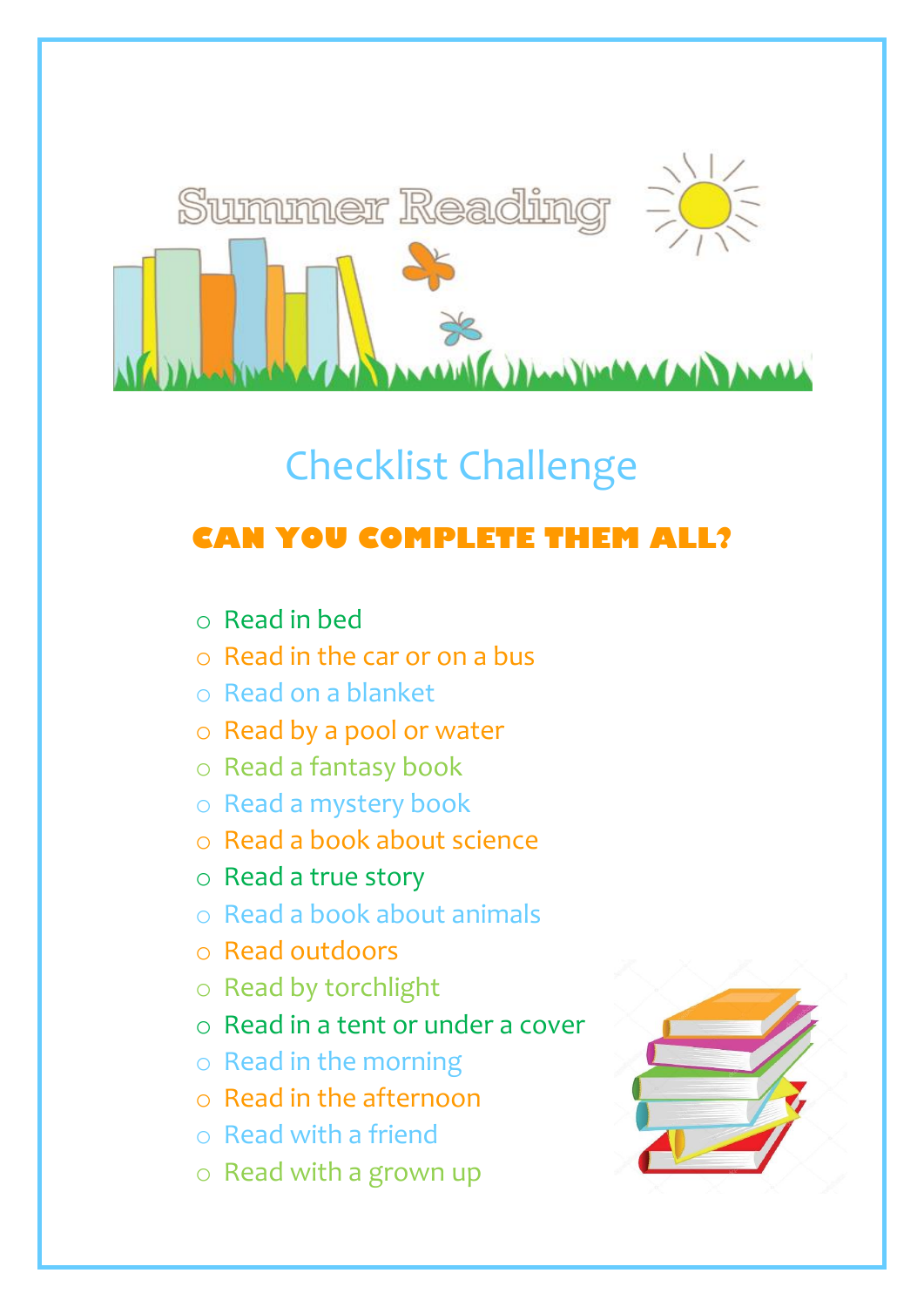# Summer Reading

## Checklist Challenge

### CAN YOU COMPLETE THEM ALL?

- Read in bed
- Read in the car or on a bus
- Read on a blanket
- Read by a pool or water
- Read a fantasy book
- Read a mystery book
- Read a book about science
- Read a true story
- Read a book about animals
- Read outdoors
- Read by torchlight
- Read in a tent or under a cover
- Read in the morning
- Read in the afternoon
- Read with a friend
- Read with a grown up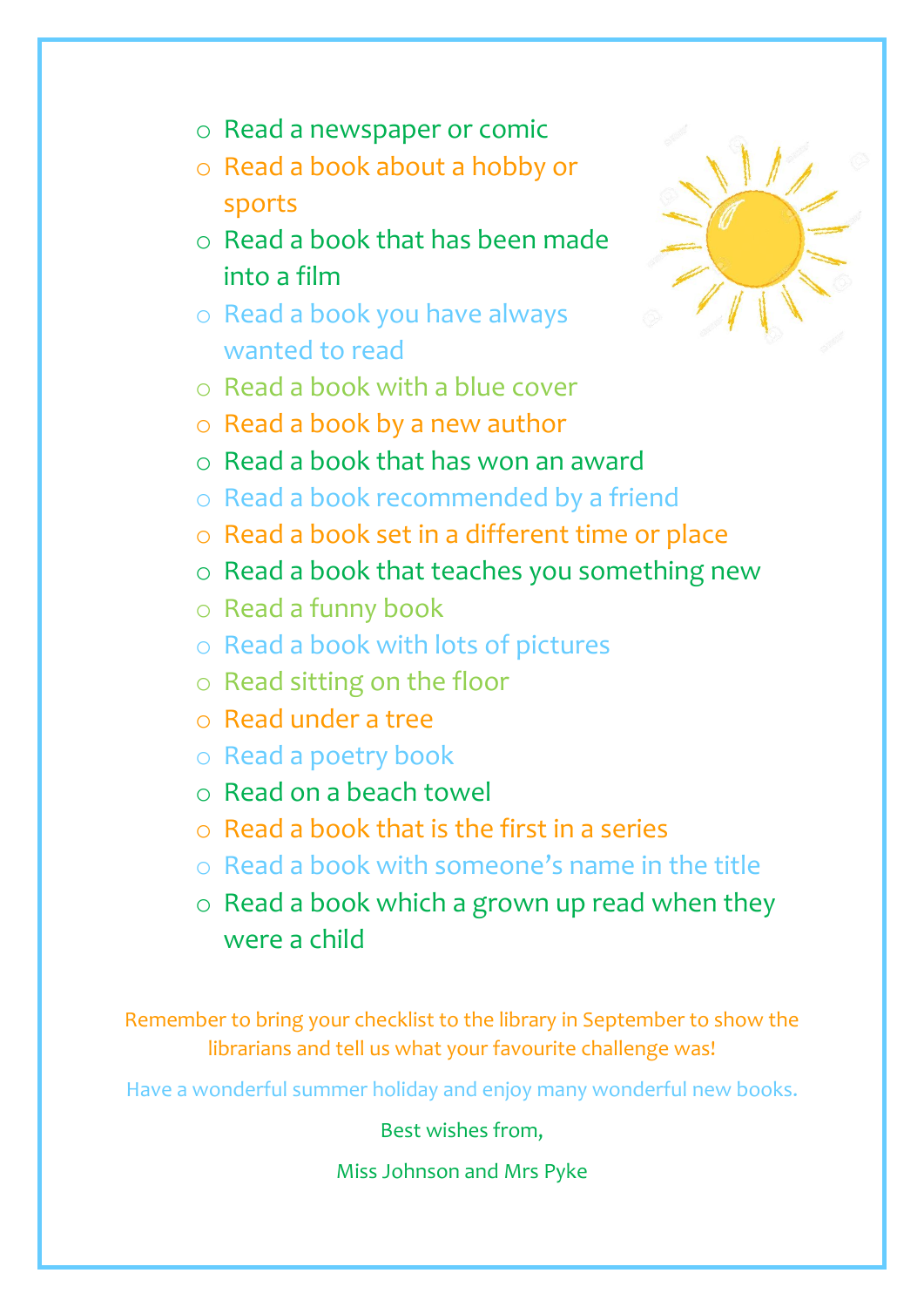- Read a newspaper or comic
- Read a book about a hobby or sports
- Read a book that has been made into a film
- Read a book you have always wanted to read
- Read a book with a blue cover
- Read a book by a new author
- Read a book that has won an award
- Read a book recommended by a friend
- Read a book set in a different time or place
- Read a book that teaches you something new
- Read a funny book
- Read a book with lots of pictures
- Read sitting on the floor
- Read under a tree
- Read a poetry book
- Read on a beach towel
- Read a book that is the first in a series
- Read a book with someone's name in the title
- Read a book which a grown up read when they were a child

Remember to bring your checklist to the library in September to show the librarians and tell us what your favourite challenge was!

Have a wonderful summer holiday and enjoy many wonderful new books.

Best wishes from,

Miss Johnson and Mrs Pyke